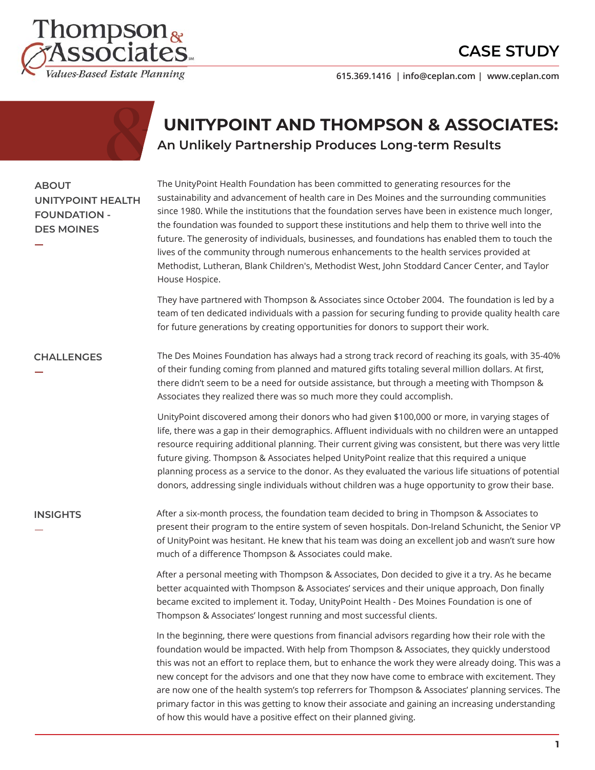# UNITYPOINT AND THOMPSON & ASSOCIATES:

## An Unlikely Partnership Produces Long-term Results

### ABOUT UNITYPOINT HEALTH FOUNDATION - DES MOINES

The UnityPoint Health Foundation has been committed to generating resources for the sustainability and advancement of health care in Des Moines and the surrounding communities since 1980. While the institutions that the foundation serves have been in existence much longer, the foundation was founded to support these institutions and help them to thrive well into the future. The generosity of individuals, businesses, and foundations has enabled them to touch the lives of the community through numerous enhancements to the health services provided at Methodist, Lutheran, Blank Children's, Methodist West, John Stoddard Cancer Center, and Taylor House Hospice.

They have partnered with Thompson & Associates since October 2004. The foundation is led by a team of ten dedicated individuals with a passion for securing funding to provide quality health care for future generations by creating opportunities for donors to support their work.

### CHALLENGES

The Des Moines Foundation has always had a strong track record of reaching its goals, with 35-40% of their funding coming from planned and matured gifts totaling several million dollars. At first, there didn't seem to be a need for outside assistance, but through a meeting with Thompson & Associates they realized there was so much more they could accomplish.

UnityPoint discovered among their donors who had given $100,000 or more, in varying stages of life, there was a gap in their demographics. Affluent individuals with no children were an untapped resource requiring additional planning. Their current giving was consistent, but there was very little future giving. Thompson & Associates helped UnityPoint realize that this required a unique planning process as a service to the donor. As they evaluated the various life situations of potential donors, addressing single individuals without children was a huge opportunity to grow their base.

### INSIGHTS

After a six-month process, the foundation team decided to bring in Thompson & Associates to present their program to the entire system of seven hospitals. Don-Ireland Schunicht, the Senior VP of UnityPoint was hesitant. He knew that his team was doing an excellent job and wasn't sure how much of a difference Thompson & Associates could make.

After a personal meeting with Thompson & Associates, Don decided to give it a try. As he became better acquainted with Thompson & Associates' services and their unique approach, Don finally became excited to implement it. Today, UnityPoint Health - Des Moines Foundation is one of Thompson & Associates' longest running and most successful clients.

In the beginning, there were questions from financial advisors regarding how their role with the foundation would be impacted. With help from Thompson & Associates, they quickly understood this was not an effort to replace them, but to enhance the work they were already doing. This was a new concept for the advisors and one that they now have come to embrace with excitement. They are now one of the health system's top referrers for Thompson & Associates' planning services. The primary factor in this was getting to know their associate and gaining an increasing understanding of how this would have a positive effect on their planned giving.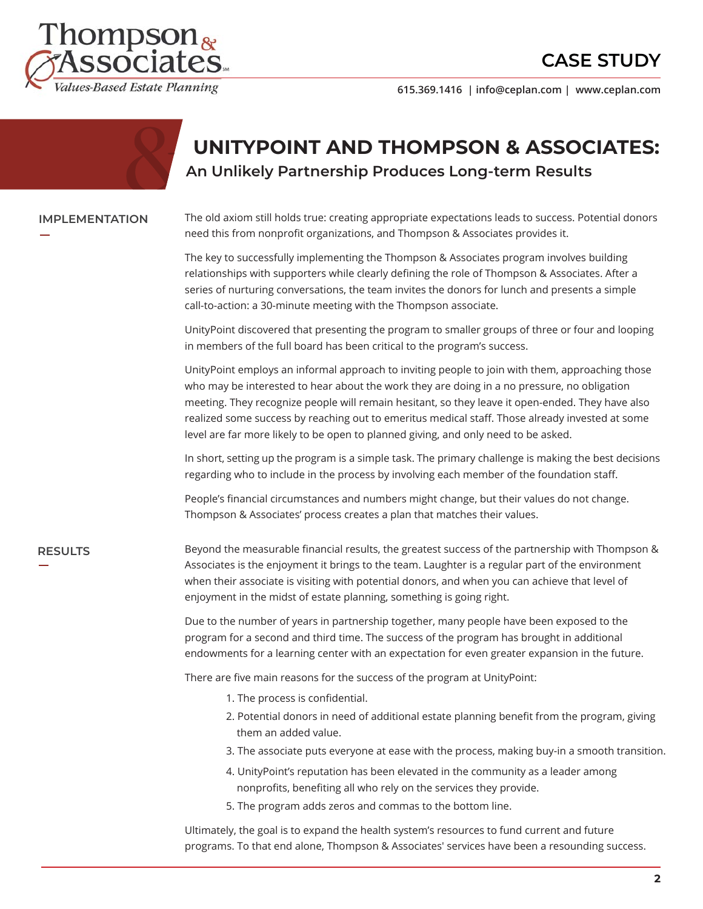# UNITYPOINT AND THOMPSON & ASSOCIATES:

## An Unlikely Partnership Produces Long-term Results

### IMPLEMENTATION

The old axiom still holds true: creating appropriate expectations leads to success. Potential donors need this from nonprofit organizations, and Thompson & Associates provides it.

The key to successfully implementing the Thompson & Associates program involves building relationships with supporters while clearly defining the role of Thompson & Associates. After a series of nurturing conversations, the team invites the donors for lunch and presents a simple call-to-action: a 30-minute meeting with the Thompson associate.

UnityPoint discovered that presenting the program to smaller groups of three or four and looping in members of the full board has been critical to the program's success.

UnityPoint employs an informal approach to inviting people to join with them, approaching those who may be interested to hear about the work they are doing in a no pressure, no obligation meeting. They recognize people will remain hesitant, so they leave it open-ended. They have also realized some success by reaching out to emeritus medical staff. Those already invested at some level are far more likely to be open to planned giving, and only need to be asked.

In short, setting up the program is a simple task. The primary challenge is making the best decisions regarding who to include in the process by involving each member of the foundation staff.

People's financial circumstances and numbers might change, but their values do not change. Thompson & Associates' process creates a plan that matches their values.

### RESULTS

Beyond the measurable financial results, the greatest success of the partnership with Thompson & Associates is the enjoyment it brings to the team. Laughter is a regular part of the environment when their associate is visiting with potential donors, and when you can achieve that level of enjoyment in the midst of estate planning, something is going right.

Due to the number of years in partnership together, many people have been exposed to the program for a second and third time. The success of the program has brought in additional endowments for a learning center with an expectation for even greater expansion in the future.

There are five main reasons for the success of the program at UnityPoint:

1. The process is confidential.
2. Potential donors in need of additional estate planning benefit from the program, giving them an added value.
3. The associate puts everyone at ease with the process, making buy-in a smooth transition.
4. UnityPoint's reputation has been elevated in the community as a leader among nonprofits, benefiting all who rely on the services they provide.
5. The program adds zeros and commas to the bottom line.

Ultimately, the goal is to expand the health system's resources to fund current and future programs. To that end alone, Thompson & Associates' services have been a resounding success.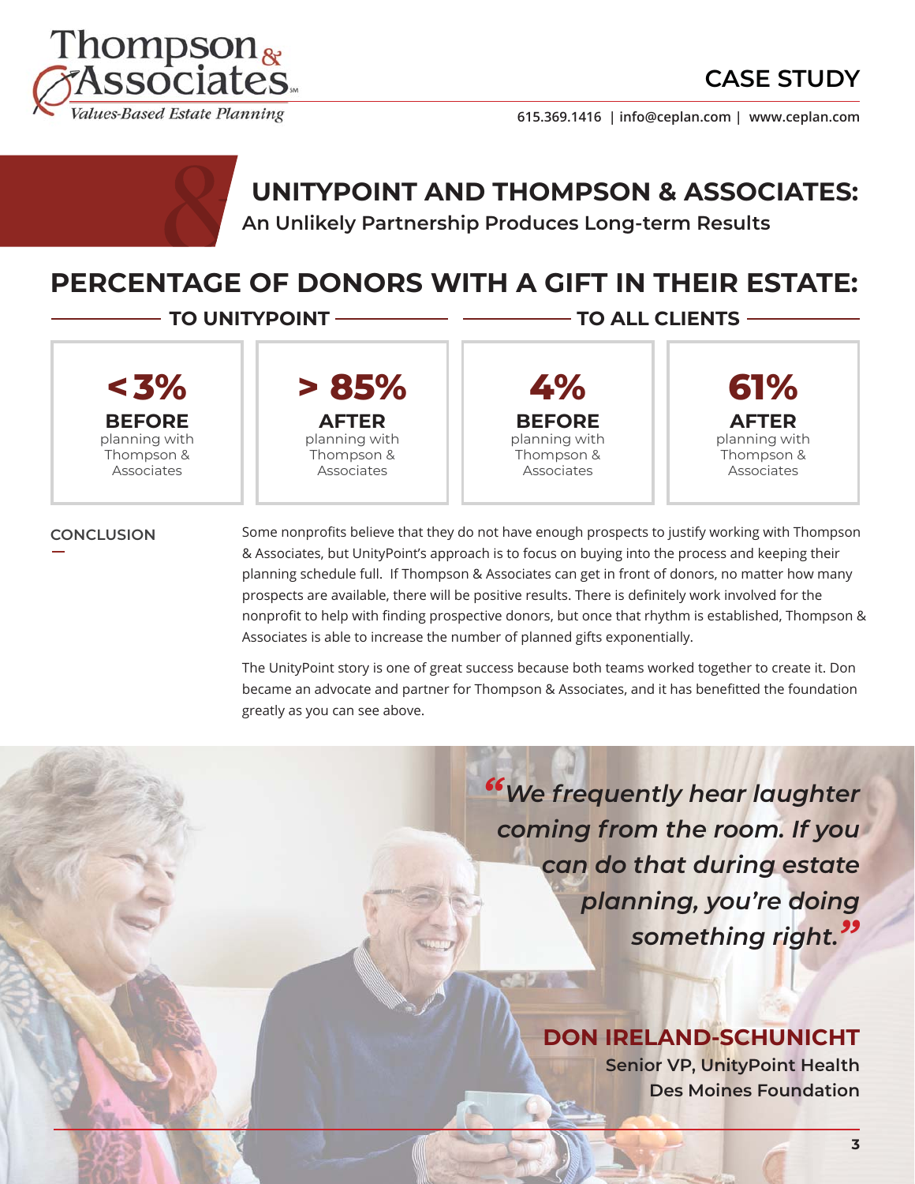Thompson & Associates
Values-Based Estate Planning

CASE STUDY

615.369.1416 | info@ceplan.com | www.ceplan.com

# UNITYPOINT AND THOMPSON & ASSOCIATES:

### An Unlikely Partnership Produces Long-term Results

## PERCENTAGE OF DONORS WITH A GIFT IN THEIR ESTATE:

| TO UNITYPOINT | | TO ALL CLIENTS | |
|---|---|---|---|
| **<3%** **BEFORE** planning with Thompson & Associates | **> 85%** **AFTER** planning with Thompson & Associates | **4%** **BEFORE** planning with Thompson & Associates | **61%** **AFTER** planning with Thompson & Associates |

**CONCLUSION**

Some nonprofits believe that they do not have enough prospects to justify working with Thompson & Associates, but UnityPoint's approach is to focus on buying into the process and keeping their planning schedule full. If Thompson & Associates can get in front of donors, no matter how many prospects are available, there will be positive results. There is definitely work involved for the nonprofit to help with finding prospective donors, but once that rhythm is established, Thompson & Associates is able to increase the number of planned gifts exponentially.

The UnityPoint story is one of great success because both teams worked together to create it. Don became an advocate and partner for Thompson & Associates, and it has benefitted the foundation greatly as you can see above.

> *"We frequently hear laughter coming from the room. If you can do that during estate planning, you're doing something right."*

**DON IRELAND-SCHUNICHT**
**Senior VP, UnityPoint Health Des Moines Foundation**